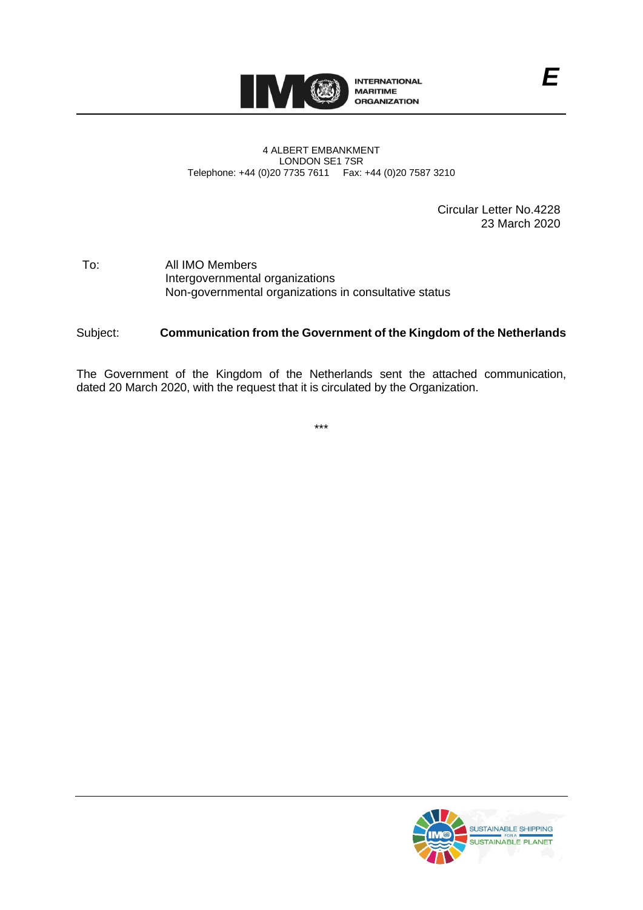E

4 ALBERT EMBANKMENT
LONDON SE1 7SR
Telephone: +44 (0)20 7735 7611 Fax: +44 (0)20 7587 3210

Circular Letter No.4228
23 March 2020

To: All IMO Members
Intergovernmental organizations
Non-governmental organizations in consultative status

Subject: **Communication from the Government of the Kingdom of the Netherlands**

The Government of the Kingdom of the Netherlands sent the attached communication, dated 20 March 2020, with the request that it is circulated by the Organization.

\*\*\*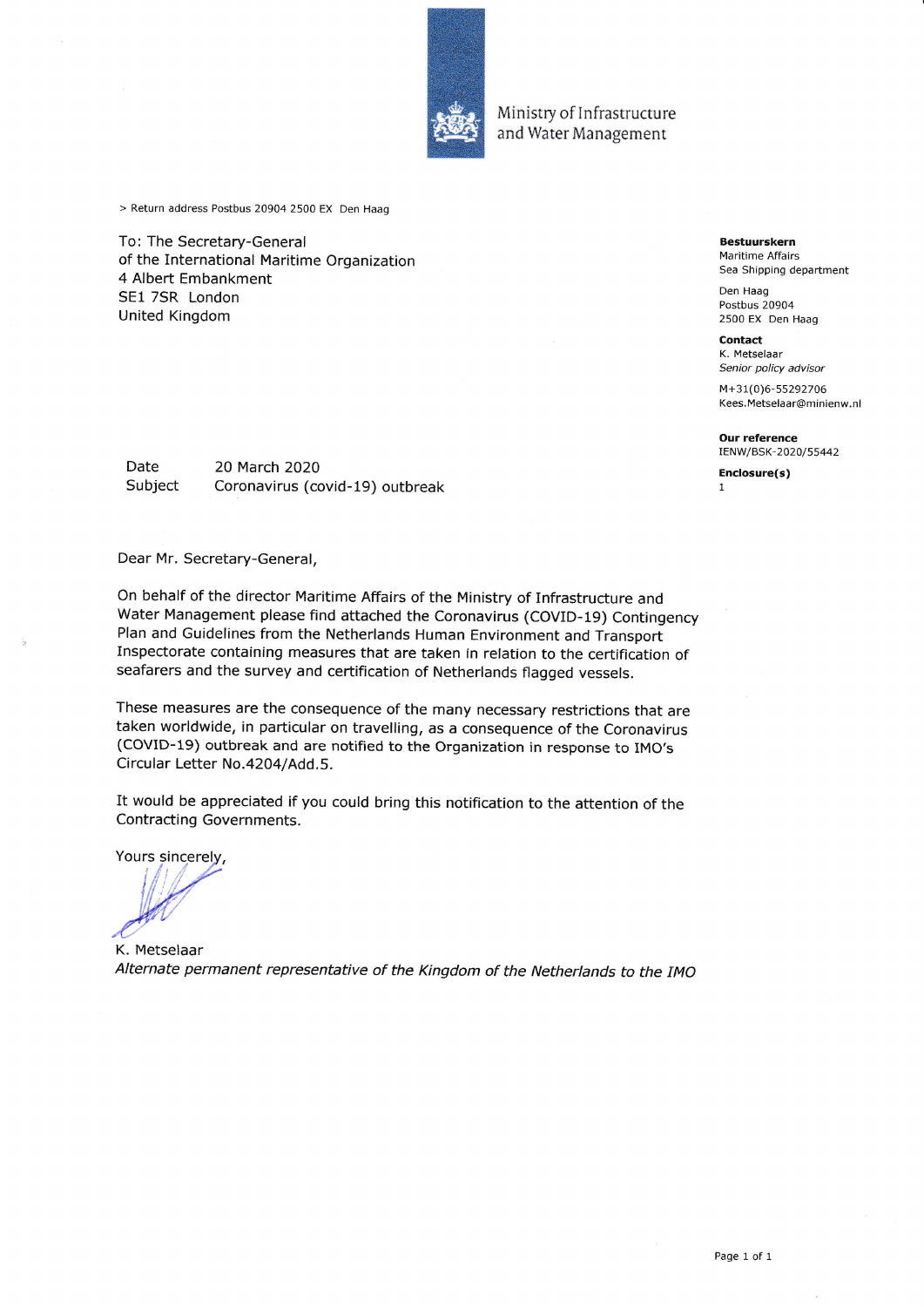Ministry of Infrastructure and Water Management

> Return address Postbus 20904 2500 EX Den Haag

To: The Secretary-General
of the International Maritime Organization
4 Albert Embankment
SE1 7SR London
United Kingdom

**Bestuurskern**
Maritime Affairs
Sea Shipping department

Den Haag
Postbus 20904
2500 EX Den Haag

**Contact**
K. Metselaar
*Senior policy advisor*

M+31(0)6-55292706
Kees.Metselaar@minienw.nl

**Our reference**
IENW/BSK-2020/55442

**Enclosure(s)**
1

Date 20 March 2020
Subject Coronavirus (covid-19) outbreak

Dear Mr. Secretary-General,

On behalf of the director Maritime Affairs of the Ministry of Infrastructure and Water Management please find attached the Coronavirus (COVID-19) Contingency Plan and Guidelines from the Netherlands Human Environment and Transport Inspectorate containing measures that are taken in relation to the certification of seafarers and the survey and certification of Netherlands flagged vessels.

These measures are the consequence of the many necessary restrictions that are taken worldwide, in particular on travelling, as a consequence of the Coronavirus (COVID-19) outbreak and are notified to the Organization in response to IMO's Circular Letter No.4204/Add.5.

It would be appreciated if you could bring this notification to the attention of the Contracting Governments.

Yours sincerely,

K. Metselaar
*Alternate permanent representative of the Kingdom of the Netherlands to the IMO*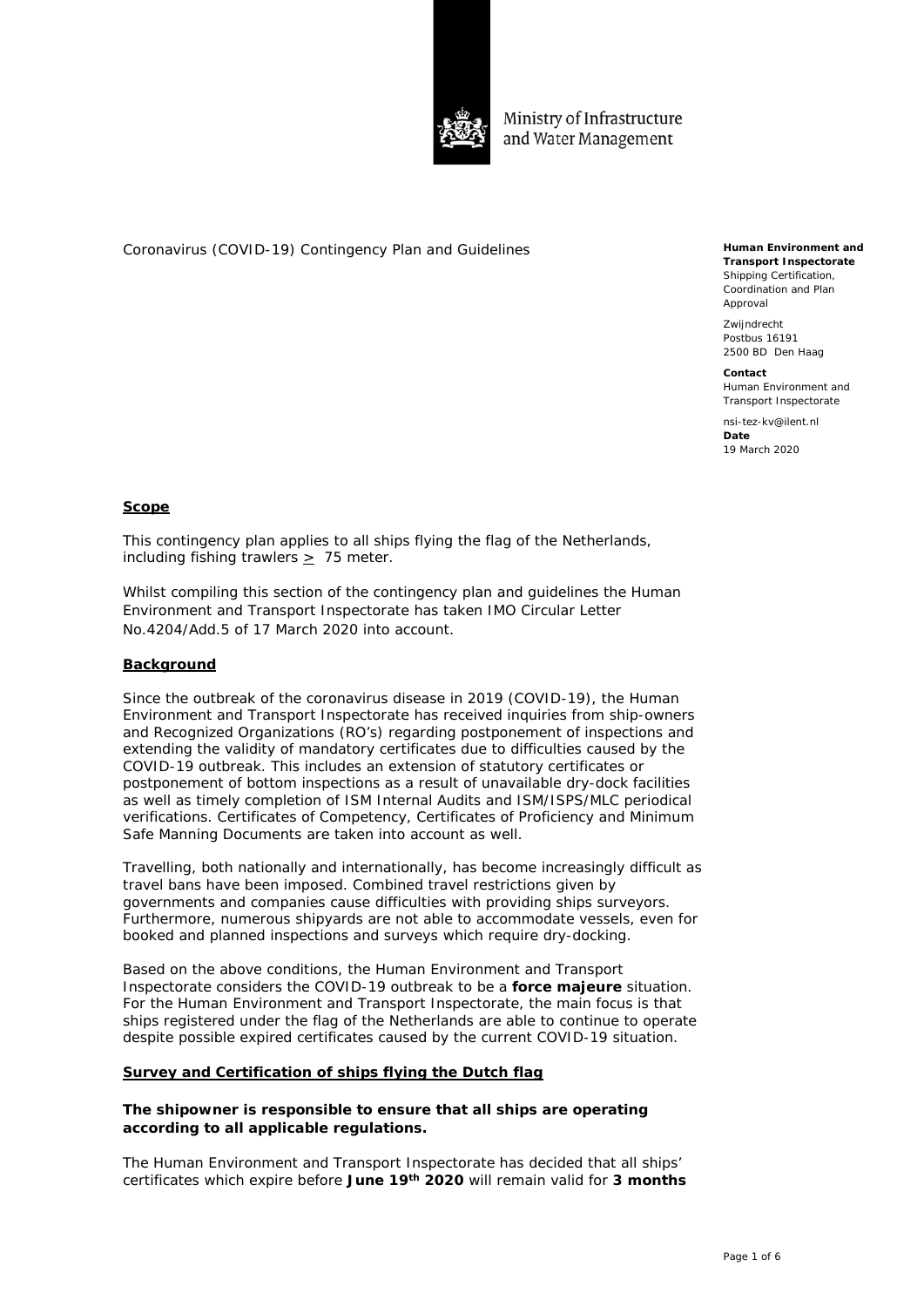Ministry of Infrastructure and Water Management

Coronavirus (COVID-19) Contingency Plan and Guidelines

**Human Environment and Transport Inspectorate**
Shipping Certification, Coordination and Plan Approval

Zwijndrecht
Postbus 16191
2500 BD Den Haag

**Contact**
Human Environment and Transport Inspectorate

nsi-tez-kv@ilent.nl

**Date**
19 March 2020

## **Scope**

This contingency plan applies to all ships flying the flag of the Netherlands, including fishing trawlers $\geq$ 75 meter.

Whilst compiling this section of the contingency plan and guidelines the Human Environment and Transport Inspectorate has taken IMO Circular Letter No.4204/Add.5 of 17 March 2020 into account.

## **Background**

Since the outbreak of the coronavirus disease in 2019 (COVID-19), the Human Environment and Transport Inspectorate has received inquiries from ship-owners and Recognized Organizations (RO's) regarding postponement of inspections and extending the validity of mandatory certificates due to difficulties caused by the COVID-19 outbreak. This includes an extension of statutory certificates or postponement of bottom inspections as a result of unavailable dry-dock facilities as well as timely completion of ISM Internal Audits and ISM/ISPS/MLC periodical verifications. Certificates of Competency, Certificates of Proficiency and Minimum Safe Manning Documents are taken into account as well.

Travelling, both nationally and internationally, has become increasingly difficult as travel bans have been imposed. Combined travel restrictions given by governments and companies cause difficulties with providing ships surveyors. Furthermore, numerous shipyards are not able to accommodate vessels, even for booked and planned inspections and surveys which require dry-docking.

Based on the above conditions, the Human Environment and Transport Inspectorate considers the COVID-19 outbreak to be a **force majeure** situation. For the Human Environment and Transport Inspectorate, the main focus is that ships registered under the flag of the Netherlands are able to continue to operate despite possible expired certificates caused by the current COVID-19 situation.

## **Survey and Certification of ships flying the Dutch flag**

**The shipowner is responsible to ensure that all ships are operating according to all applicable regulations.**

The Human Environment and Transport Inspectorate has decided that all ships' certificates which expire before **June 19th 2020** will remain valid for **3 months**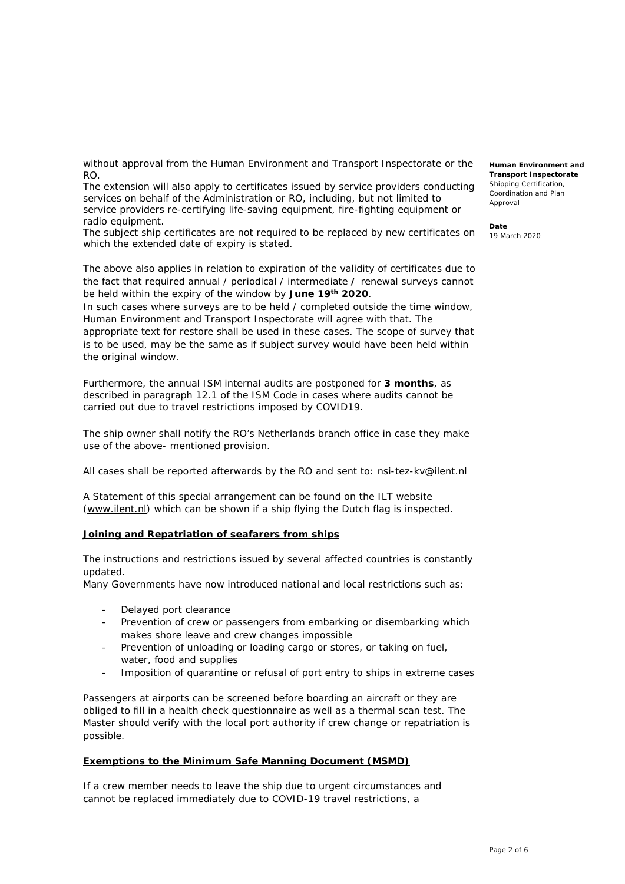without approval from the Human Environment and Transport Inspectorate or the RO.
The extension will also apply to certificates issued by service providers conducting services on behalf of the Administration or RO, including, but not limited to service providers re-certifying life-saving equipment, fire-fighting equipment or radio equipment.
The subject ship certificates are not required to be replaced by new certificates on which the extended date of expiry is stated.

The above also applies in relation to expiration of the validity of certificates due to the fact that required annual / periodical / intermediate / renewal surveys cannot be held within the expiry of the window by **June 19th 2020**.
In such cases where surveys are to be held / completed outside the time window, Human Environment and Transport Inspectorate will agree with that. The appropriate text for restore shall be used in these cases. The scope of survey that is to be used, may be the same as if subject survey would have been held within the original window.

Furthermore, the annual ISM internal audits are postponed for **3 months**, as described in paragraph 12.1 of the ISM Code in cases where audits cannot be carried out due to travel restrictions imposed by COVID19.

The ship owner shall notify the RO's Netherlands branch office in case they make use of the above- mentioned provision.

All cases shall be reported afterwards by the RO and sent to: nsi-tez-kv@ilent.nl

A Statement of this special arrangement can be found on the ILT website (www.ilent.nl) which can be shown if a ship flying the Dutch flag is inspected.

**Human Environment and Transport Inspectorate**
Shipping Certification, Coordination and Plan Approval

**Date**
19 March 2020

## Joining and Repatriation of seafarers from ships

The instructions and restrictions issued by several affected countries is constantly updated.
Many Governments have now introduced national and local restrictions such as:

- Delayed port clearance
- Prevention of crew or passengers from embarking or disembarking which makes shore leave and crew changes impossible
- Prevention of unloading or loading cargo or stores, or taking on fuel, water, food and supplies
- Imposition of quarantine or refusal of port entry to ships in extreme cases

Passengers at airports can be screened before boarding an aircraft or they are obliged to fill in a health check questionnaire as well as a thermal scan test. The Master should verify with the local port authority if crew change or repatriation is possible.

## Exemptions to the Minimum Safe Manning Document (MSMD)

If a crew member needs to leave the ship due to urgent circumstances and cannot be replaced immediately due to COVID-19 travel restrictions, a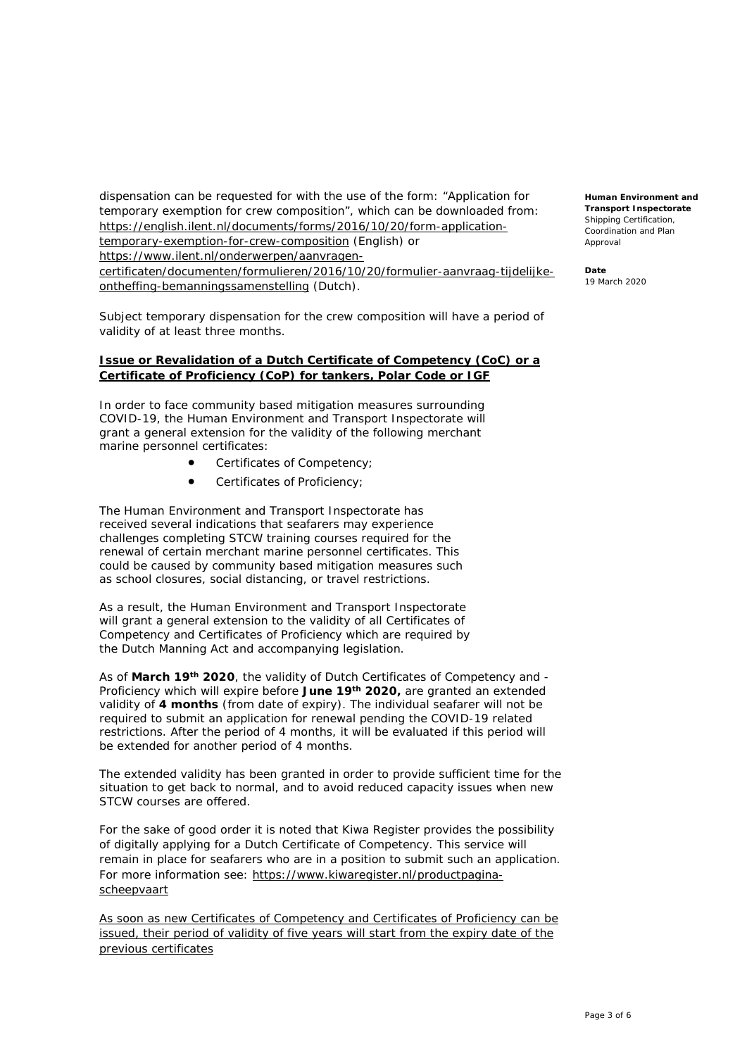dispensation can be requested for with the use of the form: "Application for temporary exemption for crew composition", which can be downloaded from: [https://english.ilent.nl/documents/forms/2016/10/20/form-application-temporary-exemption-for-crew-composition](https://english.ilent.nl/documents/forms/2016/10/20/form-application-temporary-exemption-for-crew-composition) (English) or [https://www.ilent.nl/onderwerpen/aanvragen-certificaten/documenten/formulieren/2016/10/20/formulier-aanvraag-tijdelijke-ontheffing-bemanningssamenstelling](https://www.ilent.nl/onderwerpen/aanvragen-certificaten/documenten/formulieren/2016/10/20/formulier-aanvraag-tijdelijke-ontheffing-bemanningssamenstelling) (Dutch).

Subject temporary dispensation for the crew composition will have a period of validity of at least three months.

**Human Environment and Transport Inspectorate**
Shipping Certification, Coordination and Plan Approval

**Date**
19 March 2020

## Issue or Revalidation of a Dutch Certificate of Competency (CoC) or a Certificate of Proficiency (CoP) for tankers, Polar Code or IGF

In order to face community based mitigation measures surrounding COVID-19, the Human Environment and Transport Inspectorate will grant a general extension for the validity of the following merchant marine personnel certificates:

- Certificates of Competency;
- Certificates of Proficiency;

The Human Environment and Transport Inspectorate has received several indications that seafarers may experience challenges completing STCW training courses required for the renewal of certain merchant marine personnel certificates. This could be caused by community based mitigation measures such as school closures, social distancing, or travel restrictions.

As a result, the Human Environment and Transport Inspectorate will grant a general extension to the validity of all Certificates of Competency and Certificates of Proficiency which are required by the Dutch Manning Act and accompanying legislation.

As of **March 19th 2020**, the validity of Dutch Certificates of Competency and - Proficiency which will expire before **June 19th 2020,** are granted an extended validity of **4 months** (from date of expiry). The individual seafarer will not be required to submit an application for renewal pending the COVID-19 related restrictions. After the period of 4 months, it will be evaluated if this period will be extended for another period of 4 months.

The extended validity has been granted in order to provide sufficient time for the situation to get back to normal, and to avoid reduced capacity issues when new STCW courses are offered.

For the sake of good order it is noted that Kiwa Register provides the possibility of digitally applying for a Dutch Certificate of Competency. This service will remain in place for seafarers who are in a position to submit such an application. For more information see: [https://www.kiwaregister.nl/productpagina-scheepvaart](https://www.kiwaregister.nl/productpagina-scheepvaart)

<u>As soon as new Certificates of Competency and Certificates of Proficiency can be issued, their period of validity of five years will start from the expiry date of the previous certificates</u>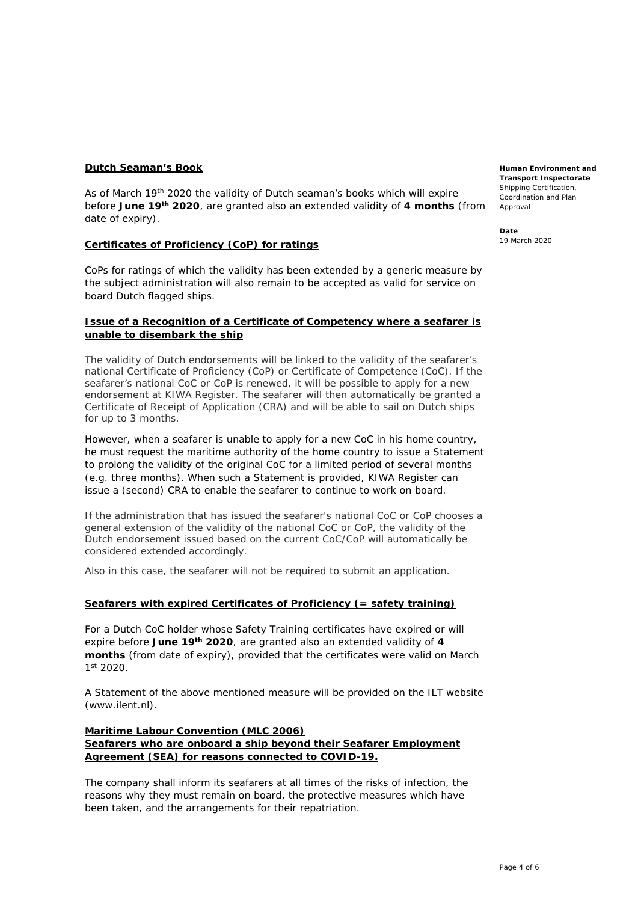**Dutch Seaman's Book**

As of March 19th 2020 the validity of Dutch seaman's books which will expire before **June 19th 2020**, are granted also an extended validity of **4 months** (from date of expiry).

**Certificates of Proficiency (CoP) for ratings**

CoPs for ratings of which the validity has been extended by a generic measure by the subject administration will also remain to be accepted as valid for service on board Dutch flagged ships.

**Issue of a Recognition of a Certificate of Competency where a seafarer is unable to disembark the ship**

The validity of Dutch endorsements will be linked to the validity of the seafarer's national Certificate of Proficiency (CoP) or Certificate of Competence (CoC). If the seafarer's national CoC or CoP is renewed, it will be possible to apply for a new endorsement at KIWA Register. The seafarer will then automatically be granted a Certificate of Receipt of Application (CRA) and will be able to sail on Dutch ships for up to 3 months.

However, when a seafarer is unable to apply for a new CoC in his home country, he must request the maritime authority of the home country to issue a Statement to prolong the validity of the original CoC for a limited period of several months (e.g. three months). When such a Statement is provided, KIWA Register can issue a (second) CRA to enable the seafarer to continue to work on board.

If the administration that has issued the seafarer's national CoC or CoP chooses a general extension of the validity of the national CoC or CoP, the validity of the Dutch endorsement issued based on the current CoC/CoP will automatically be considered extended accordingly.

Also in this case, the seafarer will not be required to submit an application.

**Seafarers with expired Certificates of Proficiency (= safety training)**

For a Dutch CoC holder whose Safety Training certificates have expired or will expire before **June 19th 2020**, are granted also an extended validity of **4 months** (from date of expiry), provided that the certificates were valid on March 1st 2020.

A Statement of the above mentioned measure will be provided on the ILT website (www.ilent.nl).

**Maritime Labour Convention (MLC 2006)**
**Seafarers who are onboard a ship beyond their Seafarer Employment Agreement (SEA) for reasons connected to COVID-19.**

The company shall inform its seafarers at all times of the risks of infection, the reasons why they must remain on board, the protective measures which have been taken, and the arrangements for their repatriation.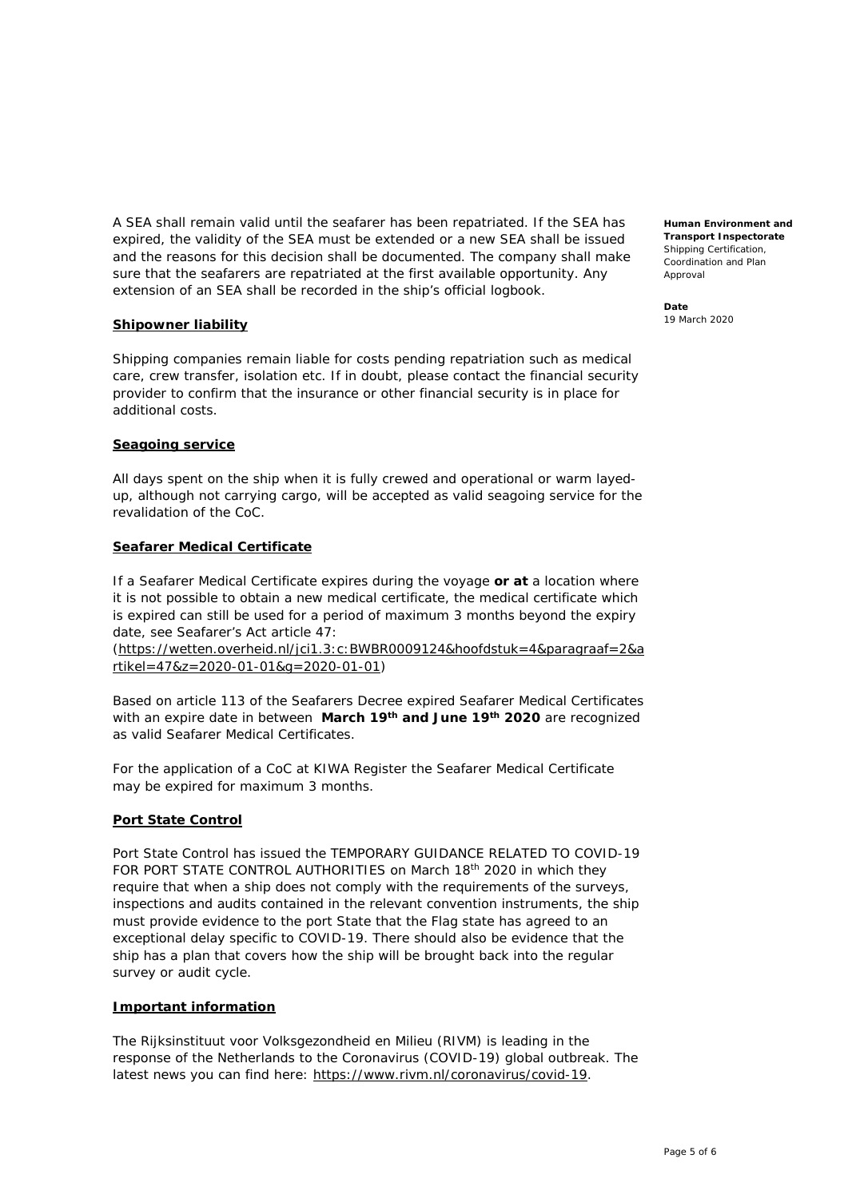A SEA shall remain valid until the seafarer has been repatriated. If the SEA has expired, the validity of the SEA must be extended or a new SEA shall be issued and the reasons for this decision shall be documented. The company shall make sure that the seafarers are repatriated at the first available opportunity. Any extension of an SEA shall be recorded in the ship's official logbook.

**Human Environment and Transport Inspectorate**
Shipping Certification, Coordination and Plan Approval

**Date**
19 March 2020

## Shipowner liability

Shipping companies remain liable for costs pending repatriation such as medical care, crew transfer, isolation etc. If in doubt, please contact the financial security provider to confirm that the insurance or other financial security is in place for additional costs.

## Seagoing service

All days spent on the ship when it is fully crewed and operational or warm layed-up, although not carrying cargo, will be accepted as valid seagoing service for the revalidation of the CoC.

## Seafarer Medical Certificate

If a Seafarer Medical Certificate expires during the voyage **or at** a location where it is not possible to obtain a new medical certificate, the medical certificate which is expired can still be used for a period of maximum 3 months beyond the expiry date, see Seafarer's Act article 47:
(https://wetten.overheid.nl/jci1.3:c:BWBR0009124&hoofdstuk=4&paragraaf=2&artikel=47&z=2020-01-01&g=2020-01-01)

Based on article 113 of the Seafarers Decree expired Seafarer Medical Certificates with an expire date in between **March 19th and June 19th 2020** are recognized as valid Seafarer Medical Certificates.

For the application of a CoC at KIWA Register the Seafarer Medical Certificate may be expired for maximum 3 months.

## Port State Control

Port State Control has issued the TEMPORARY GUIDANCE RELATED TO COVID-19 FOR PORT STATE CONTROL AUTHORITIES on March 18th 2020 in which they require that when a ship does not comply with the requirements of the surveys, inspections and audits contained in the relevant convention instruments, the ship must provide evidence to the port State that the Flag state has agreed to an exceptional delay specific to COVID-19. There should also be evidence that the ship has a plan that covers how the ship will be brought back into the regular survey or audit cycle.

## Important information

The Rijksinstituut voor Volksgezondheid en Milieu (RIVM) is leading in the response of the Netherlands to the Coronavirus (COVID-19) global outbreak. The latest news you can find here: https://www.rivm.nl/coronavirus/covid-19.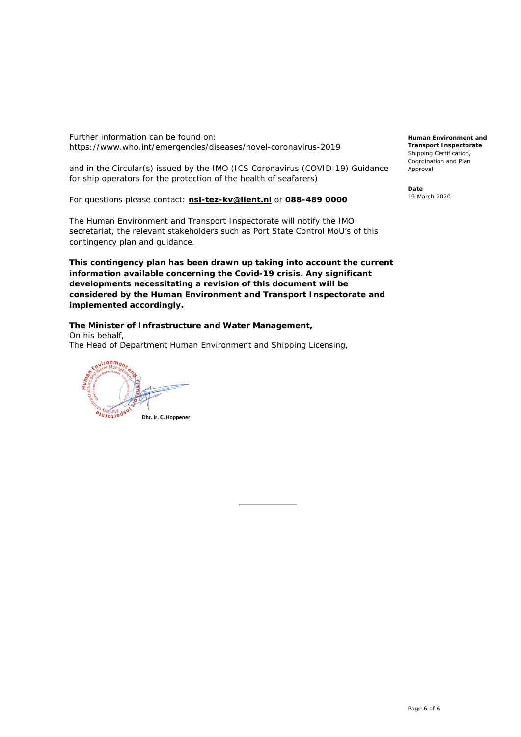Further information can be found on:
https://www.who.int/emergencies/diseases/novel-coronavirus-2019

and in the Circular(s) issued by the IMO (ICS Coronavirus (COVID-19) Guidance for ship operators for the protection of the health of seafarers)

For questions please contact: **nsi-tez-kv@ilent.nl** or **088-489 0000**

The Human Environment and Transport Inspectorate will notify the IMO secretariat, the relevant stakeholders such as Port State Control MoU's of this contingency plan and guidance.

**This contingency plan has been drawn up taking into account the current information available concerning the Covid-19 crisis. Any significant developments necessitating a revision of this document will be considered by the Human Environment and Transport Inspectorate and implemented accordingly.**

**The Minister of Infrastructure and Water Management,**
On his behalf,
The Head of Department Human Environment and Shipping Licensing,

Dhr. ir. C. Hoppener

**Human Environment and Transport Inspectorate**
Shipping Certification, Coordination and Plan Approval

**Date**
19 March 2020